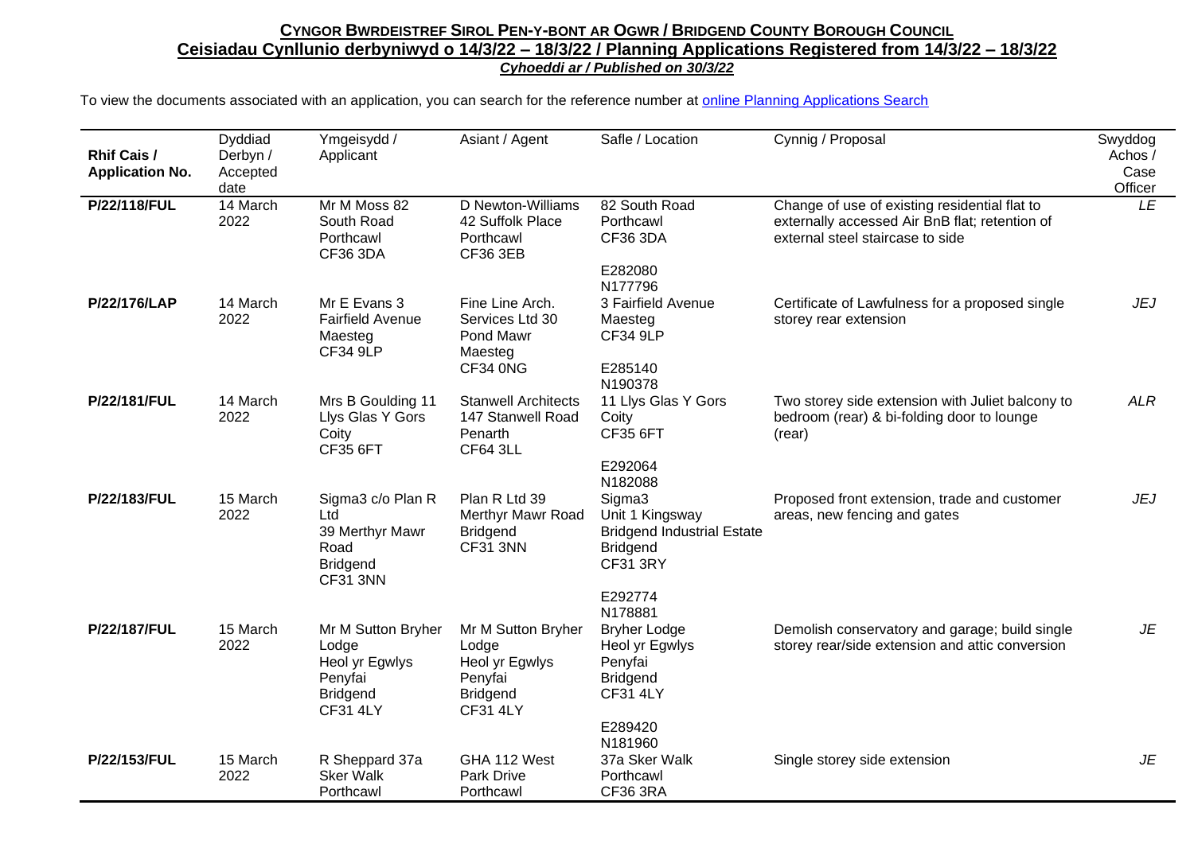# **CYNGOR BWRDEISTREF SIROL PEN-Y-BONT AR OGWR / BRIDGEND COUNTY BOROUGH COUNCIL**

## **Ceisiadau Cynllunio derbyniwyd o 14/3/22 – 18/3/22 / Planning Applications Registered from 14/3/22 – 18/3/22**

***Cyhoeddi ar / Published on 30/3/22***

To view the documents associated with an application, you can search for the reference number at online Planning Applications Search

| **Rhif Cais / Application No.** | Dyddiad Derbyn / Accepted date | Ymgeisydd / Applicant | Asiant / Agent | Safle / Location | Cynnig / Proposal | Swyddog Achos / Case Officer |
|---|---|---|---|---|---|---|
| **P/22/118/FUL** | 14 March 2022 | Mr M Moss 82 South Road Porthcawl CF36 3DA | D Newton-Williams 42 Suffolk Place Porthcawl CF36 3EB | 82 South Road Porthcawl CF36 3DA<br><br>E282080 N177796 | Change of use of existing residential flat to externally accessed Air BnB flat; retention of external steel staircase to side | *LE* |
| **P/22/176/LAP** | 14 March 2022 | Mr E Evans 3 Fairfield Avenue Maesteg CF34 9LP | Fine Line Arch. Services Ltd 30 Pond Mawr Maesteg CF34 0NG | 3 Fairfield Avenue Maesteg CF34 9LP<br><br>E285140 N190378 | Certificate of Lawfulness for a proposed single storey rear extension | *JEJ* |
| **P/22/181/FUL** | 14 March 2022 | Mrs B Goulding 11 Llys Glas Y Gors Coity CF35 6FT | Stanwell Architects 147 Stanwell Road Penarth CF64 3LL | 11 Llys Glas Y Gors Coity CF35 6FT<br><br>E292064 N182088 | Two storey side extension with Juliet balcony to bedroom (rear) & bi-folding door to lounge (rear) | *ALR* |
| **P/22/183/FUL** | 15 March 2022 | Sigma3 c/o Plan R Ltd 39 Merthyr Mawr Road Bridgend CF31 3NN | Plan R Ltd 39 Merthyr Mawr Road Bridgend CF31 3NN | Sigma3 Unit 1 Kingsway Bridgend Industrial Estate Bridgend CF31 3RY<br><br>E292774 N178881 | Proposed front extension, trade and customer areas, new fencing and gates | *JEJ* |
| **P/22/187/FUL** | 15 March 2022 | Mr M Sutton Bryher Lodge Heol yr Egwlys Penyfai Bridgend CF31 4LY | Mr M Sutton Bryher Lodge Heol yr Egwlys Penyfai Bridgend CF31 4LY | Bryher Lodge Heol yr Egwlys Penyfai Bridgend CF31 4LY<br><br>E289420 N181960 | Demolish conservatory and garage; build single storey rear/side extension and attic conversion | *JE* |
| **P/22/153/FUL** | 15 March 2022 | R Sheppard 37a Sker Walk Porthcawl | GHA 112 West Park Drive Porthcawl | 37a Sker Walk Porthcawl CF36 3RA | Single storey side extension | *JE* |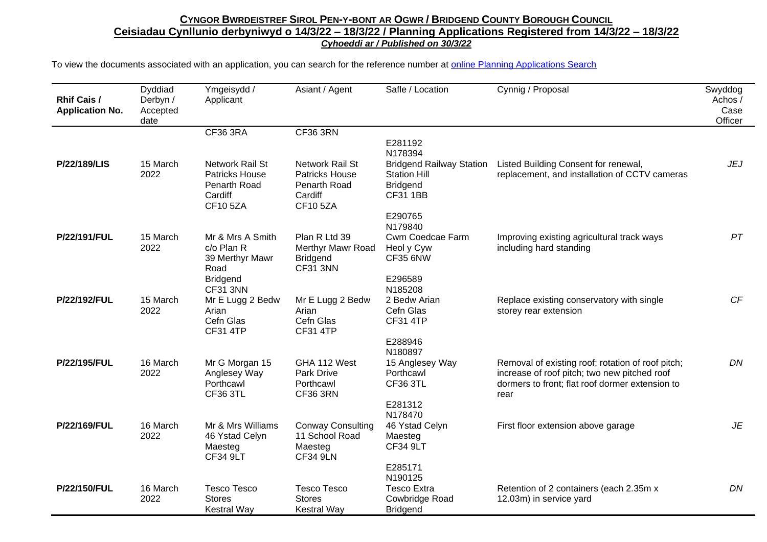**CYNGOR BWRDEISTREF SIROL PEN-Y-BONT AR OGWR / BRIDGEND COUNTY BOROUGH COUNCIL**
**Ceisiadau Cynllunio derbyniwyd o 14/3/22 – 18/3/22 / Planning Applications Registered from 14/3/22 – 18/3/22**
***Cyhoeddi ar / Published on 30/3/22***

To view the documents associated with an application, you can search for the reference number at online Planning Applications Search

| Rhif Cais / Application No. | Dyddiad Derbyn / Accepted date | Ymgeisydd / Applicant | Asiant / Agent | Safle / Location | Cynnig / Proposal | Swyddog Achos / Case Officer |
|---|---|---|---|---|---|---|
| | | CF36 3RA | CF36 3RN | | | |
| **P/22/189/LIS** | 15 March 2022 | Network Rail St Patricks House Penarth Road Cardiff CF10 5ZA | Network Rail St Patricks House Penarth Road Cardiff CF10 5ZA | E281192 N178394 Bridgend Railway Station Station Hill Bridgend CF31 1BB | Listed Building Consent for renewal, replacement, and installation of CCTV cameras | *JEJ* |
| **P/22/191/FUL** | 15 March 2022 | Mr & Mrs A Smith c/o Plan R 39 Merthyr Mawr Road Bridgend CF31 3NN | Plan R Ltd 39 Merthyr Mawr Road Bridgend CF31 3NN | E290765 N179840 Cwm Coedcae Farm Heol y Cyw CF35 6NW | Improving existing agricultural track ways including hard standing | *PT* |
| **P/22/192/FUL** | 15 March 2022 | Mr E Lugg 2 Bedw Arian Cefn Glas CF31 4TP | Mr E Lugg 2 Bedw Arian Cefn Glas CF31 4TP | E296589 N185208 2 Bedw Arian Cefn Glas CF31 4TP | Replace existing conservatory with single storey rear extension | *CF* |
| **P/22/195/FUL** | 16 March 2022 | Mr G Morgan 15 Anglesey Way Porthcawl CF36 3TL | GHA 112 West Park Drive Porthcawl CF36 3RN | E288946 N180897 15 Anglesey Way Porthcawl CF36 3TL | Removal of existing roof; rotation of roof pitch; increase of roof pitch; two new pitched roof dormers to front; flat roof dormer extension to rear | *DN* |
| **P/22/169/FUL** | 16 March 2022 | Mr & Mrs Williams 46 Ystad Celyn Maesteg CF34 9LT | Conway Consulting 11 School Road Maesteg CF34 9LN | E281312 N178470 46 Ystad Celyn Maesteg CF34 9LT | First floor extension above garage | *JE* |
| **P/22/150/FUL** | 16 March 2022 | Tesco Tesco Stores Kestral Way | Tesco Tesco Stores Kestral Way | E285171 N190125 Tesco Extra Cowbridge Road Bridgend | Retention of 2 containers (each 2.35m x 12.03m) in service yard | *DN* |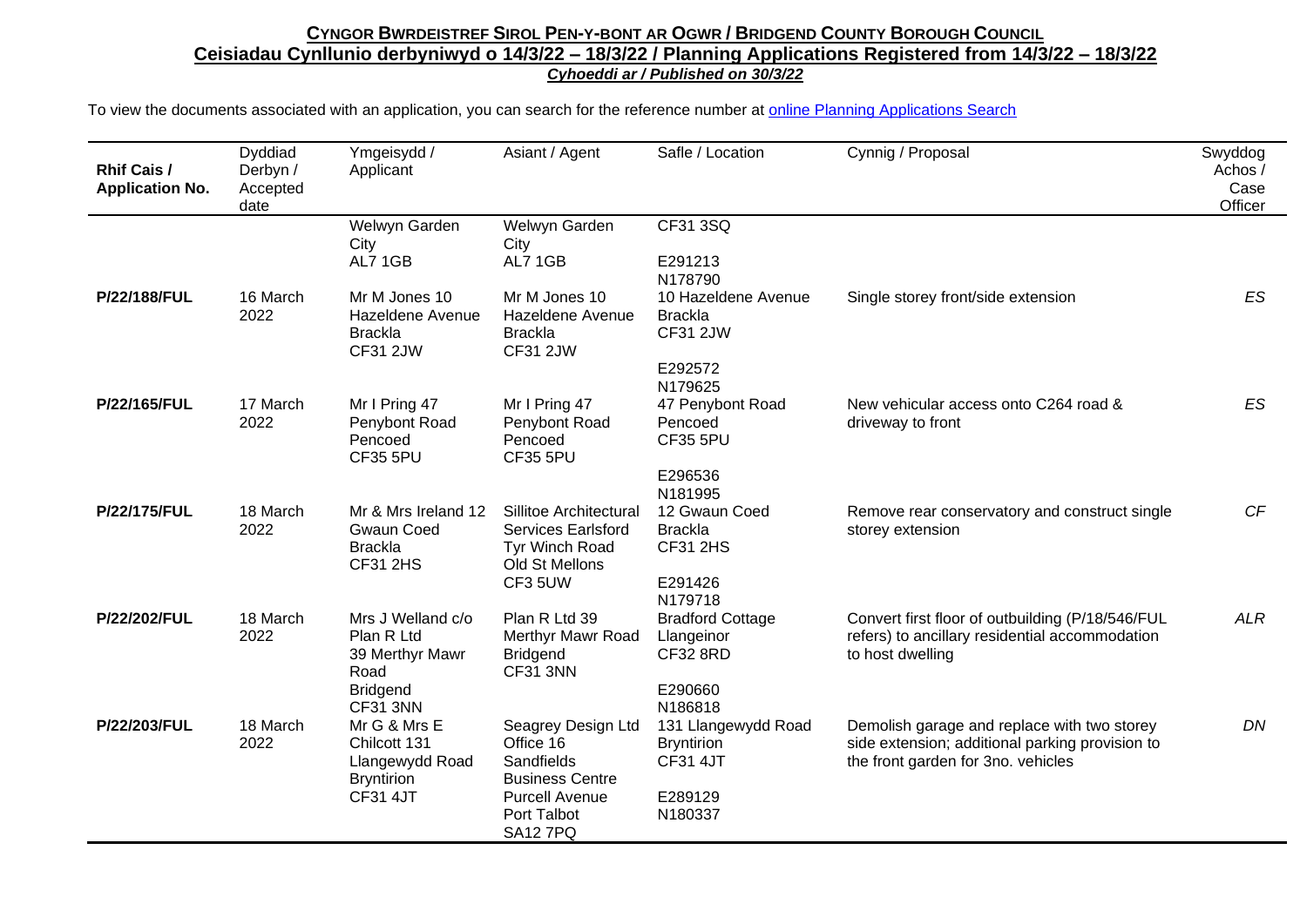## CYNGOR BWRDEISTREF SIROL PEN-Y-BONT AR OGWR / BRIDGEND COUNTY BOROUGH COUNCIL

## Ceisiadau Cynllunio derbyniwyd o 14/3/22 – 18/3/22 / Planning Applications Registered from 14/3/22 – 18/3/22

***Cyhoeddi ar / Published on 30/3/22***

To view the documents associated with an application, you can search for the reference number at online Planning Applications Search

| Rhif Cais / Application No. | Dyddiad Derbyn / Accepted date | Ymgeisydd / Applicant | Asiant / Agent | Safle / Location | Cynnig / Proposal | Swyddog Achos / Case Officer |
|---|---|---|---|---|---|---|
| | | Welwyn Garden City AL7 1GB | Welwyn Garden City AL7 1GB | CF31 3SQ E291213 N178790 | | |
| **P/22/188/FUL** | 16 March 2022 | Mr M Jones 10 Hazeldene Avenue Brackla CF31 2JW | Mr M Jones 10 Hazeldene Avenue Brackla CF31 2JW | 10 Hazeldene Avenue Brackla CF31 2JW E292572 N179625 | Single storey front/side extension | *ES* |
| **P/22/165/FUL** | 17 March 2022 | Mr I Pring 47 Penybont Road Pencoed CF35 5PU | Mr I Pring 47 Penybont Road Pencoed CF35 5PU | 47 Penybont Road Pencoed CF35 5PU E296536 N181995 | New vehicular access onto C264 road & driveway to front | *ES* |
| **P/22/175/FUL** | 18 March 2022 | Mr & Mrs Ireland 12 Gwaun Coed Brackla CF31 2HS | Sillitoe Architectural Services Earlsford Tyr Winch Road Old St Mellons CF3 5UW | 12 Gwaun Coed Brackla CF31 2HS E291426 N179718 | Remove rear conservatory and construct single storey extension | *CF* |
| **P/22/202/FUL** | 18 March 2022 | Mrs J Welland c/o Plan R Ltd 39 Merthyr Mawr Road Bridgend CF31 3NN | Plan R Ltd 39 Merthyr Mawr Road Bridgend CF31 3NN | Bradford Cottage Llangeinor CF32 8RD E290660 N186818 | Convert first floor of outbuilding (P/18/546/FUL refers) to ancillary residential accommodation to host dwelling | *ALR* |
| **P/22/203/FUL** | 18 March 2022 | Mr G & Mrs E Chilcott 131 Llangewydd Road Bryntirion CF31 4JT | Seagrey Design Ltd Office 16 Sandfields Business Centre Purcell Avenue Port Talbot SA12 7PQ | 131 Llangewydd Road Bryntirion CF31 4JT E289129 N180337 | Demolish garage and replace with two storey side extension; additional parking provision to the front garden for 3no. vehicles | *DN* |